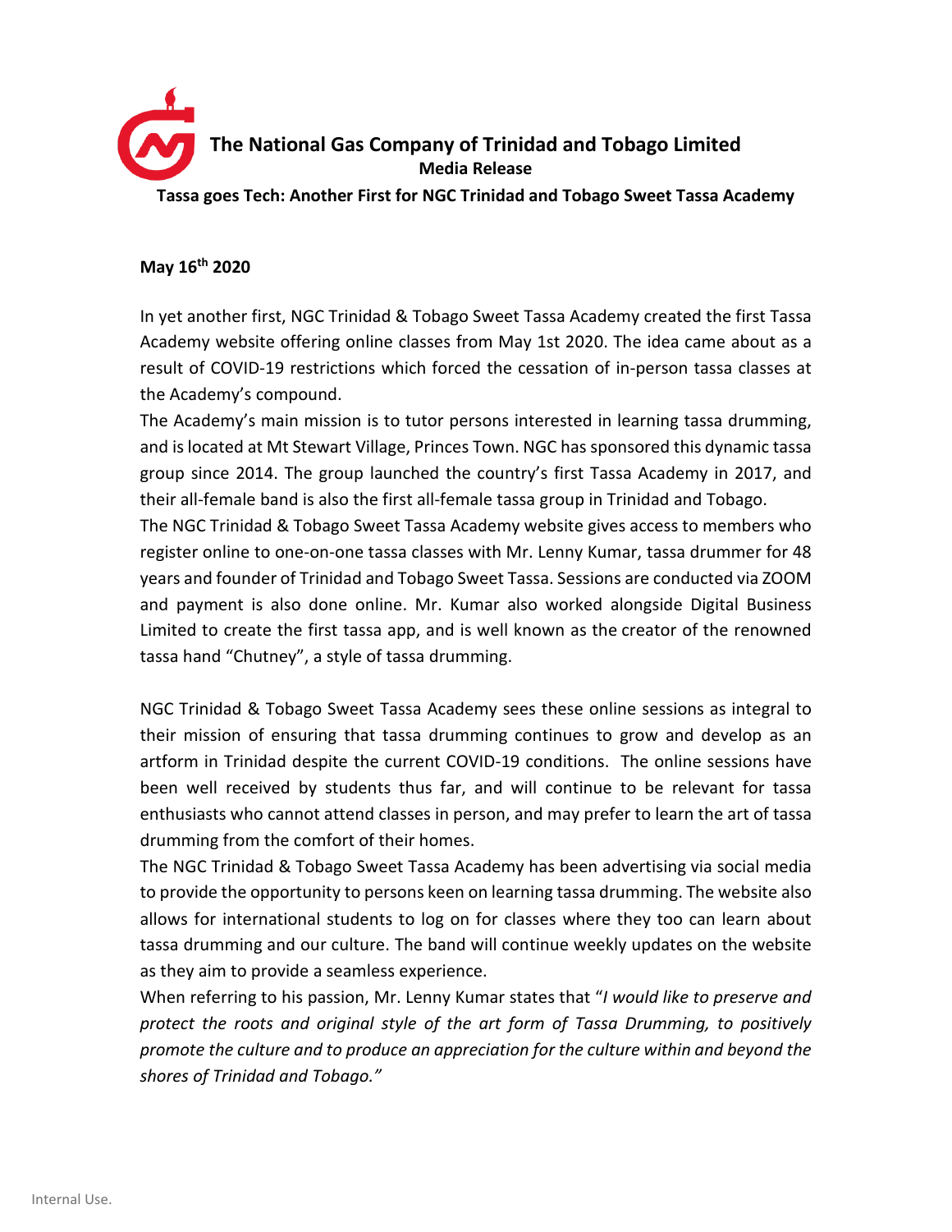# The National Gas Company of Trinidad and Tobago Limited

**Media Release**

**Tassa goes Tech: Another First for NGC Trinidad and Tobago Sweet Tassa Academy**

**May 16th 2020**

In yet another first, NGC Trinidad & Tobago Sweet Tassa Academy created the first Tassa Academy website offering online classes from May 1st 2020. The idea came about as a result of COVID-19 restrictions which forced the cessation of in-person tassa classes at the Academy's compound.

The Academy's main mission is to tutor persons interested in learning tassa drumming, and is located at Mt Stewart Village, Princes Town. NGC has sponsored this dynamic tassa group since 2014. The group launched the country's first Tassa Academy in 2017, and their all-female band is also the first all-female tassa group in Trinidad and Tobago.

The NGC Trinidad & Tobago Sweet Tassa Academy website gives access to members who register online to one-on-one tassa classes with Mr. Lenny Kumar, tassa drummer for 48 years and founder of Trinidad and Tobago Sweet Tassa. Sessions are conducted via ZOOM and payment is also done online. Mr. Kumar also worked alongside Digital Business Limited to create the first tassa app, and is well known as the creator of the renowned tassa hand "Chutney", a style of tassa drumming.

NGC Trinidad & Tobago Sweet Tassa Academy sees these online sessions as integral to their mission of ensuring that tassa drumming continues to grow and develop as an artform in Trinidad despite the current COVID-19 conditions. The online sessions have been well received by students thus far, and will continue to be relevant for tassa enthusiasts who cannot attend classes in person, and may prefer to learn the art of tassa drumming from the comfort of their homes.

The NGC Trinidad & Tobago Sweet Tassa Academy has been advertising via social media to provide the opportunity to persons keen on learning tassa drumming. The website also allows for international students to log on for classes where they too can learn about tassa drumming and our culture. The band will continue weekly updates on the website as they aim to provide a seamless experience.

When referring to his passion, Mr. Lenny Kumar states that "*I would like to preserve and protect the roots and original style of the art form of Tassa Drumming, to positively promote the culture and to produce an appreciation for the culture within and beyond the shores of Trinidad and Tobago.*"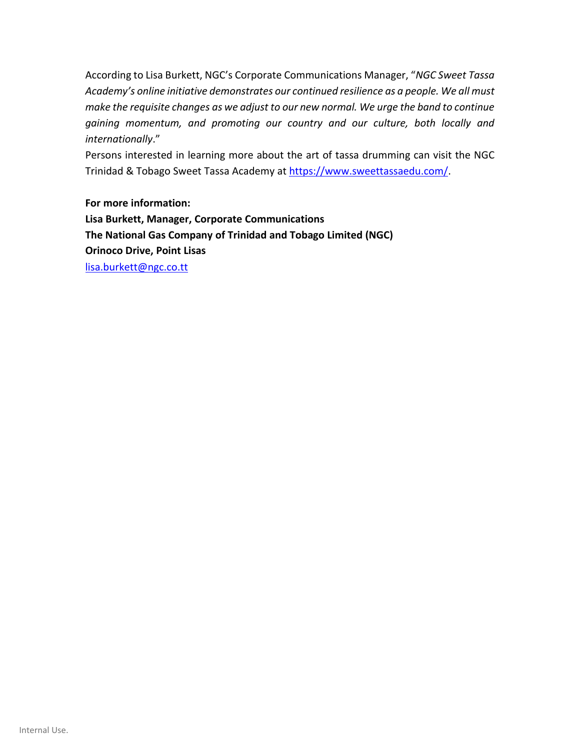According to Lisa Burkett, NGC's Corporate Communications Manager, "*NGC Sweet Tassa Academy's online initiative demonstrates our continued resilience as a people. We all must make the requisite changes as we adjust to our new normal. We urge the band to continue gaining momentum, and promoting our country and our culture, both locally and internationally*."

Persons interested in learning more about the art of tassa drumming can visit the NGC Trinidad & Tobago Sweet Tassa Academy at https://www.sweettassaedu.com/.

**For more information:**
**Lisa Burkett, Manager, Corporate Communications**
**The National Gas Company of Trinidad and Tobago Limited (NGC)**
**Orinoco Drive, Point Lisas**
lisa.burkett@ngc.co.tt

Internal Use.